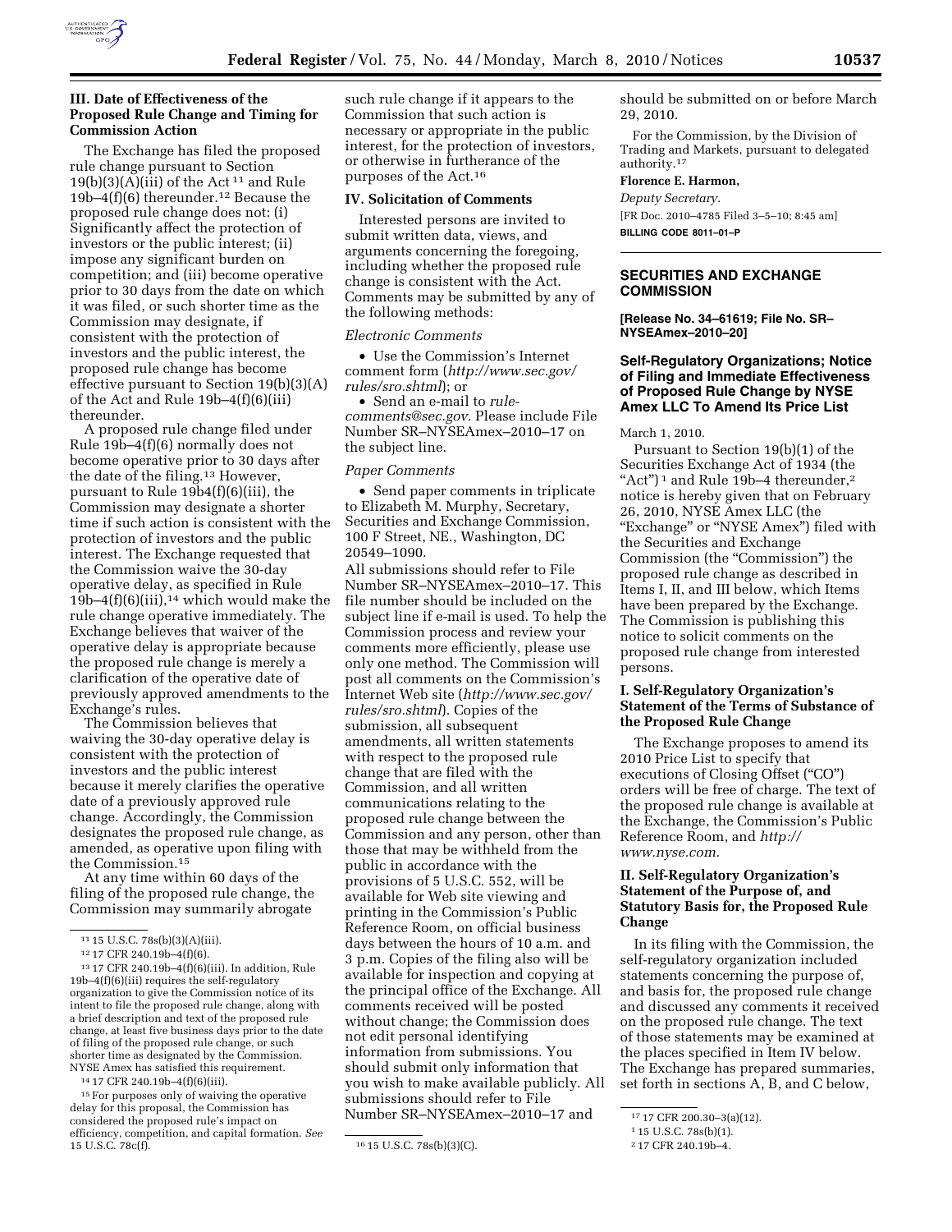### III. Date of Effectiveness of the Proposed Rule Change and Timing for Commission Action

The Exchange has filed the proposed rule change pursuant to Section 19(b)(3)(A)(iii) of the Act [11] and Rule 19b–4(f)(6) thereunder.[12] Because the proposed rule change does not: (i) Significantly affect the protection of investors or the public interest; (ii) impose any significant burden on competition; and (iii) become operative prior to 30 days from the date on which it was filed, or such shorter time as the Commission may designate, if consistent with the protection of investors and the public interest, the proposed rule change has become effective pursuant to Section 19(b)(3)(A) of the Act and Rule 19b–4(f)(6)(iii) thereunder.

A proposed rule change filed under Rule 19b–4(f)(6) normally does not become operative prior to 30 days after the date of the filing.[13] However, pursuant to Rule 19b4(f)(6)(iii), the Commission may designate a shorter time if such action is consistent with the protection of investors and the public interest. The Exchange requested that the Commission waive the 30-day operative delay, as specified in Rule 19b–4(f)(6)(iii),[14] which would make the rule change operative immediately. The Exchange believes that waiver of the operative delay is appropriate because the proposed rule change is merely a clarification of the operative date of previously approved amendments to the Exchange's rules.

The Commission believes that waiving the 30-day operative delay is consistent with the protection of investors and the public interest because it merely clarifies the operative date of a previously approved rule change. Accordingly, the Commission designates the proposed rule change, as amended, as operative upon filing with the Commission.[15]

At any time within 60 days of the filing of the proposed rule change, the Commission may summarily abrogate such rule change if it appears to the Commission that such action is necessary or appropriate in the public interest, for the protection of investors, or otherwise in furtherance of the purposes of the Act.[16]

### IV. Solicitation of Comments

Interested persons are invited to submit written data, views, and arguments concerning the foregoing, including whether the proposed rule change is consistent with the Act. Comments may be submitted by any of the following methods:

*Electronic Comments*

- Use the Commission's Internet comment form (*http://www.sec.gov/rules/sro.shtml*); or
- Send an e-mail to *rule-comments@sec.gov*. Please include File Number SR–NYSEAmex–2010–17 on the subject line.

*Paper Comments*

- Send paper comments in triplicate to Elizabeth M. Murphy, Secretary, Securities and Exchange Commission, 100 F Street, NE., Washington, DC 20549–1090.

All submissions should refer to File Number SR–NYSEAmex–2010–17. This file number should be included on the subject line if e-mail is used. To help the Commission process and review your comments more efficiently, please use only one method. The Commission will post all comments on the Commission's Internet Web site (*http://www.sec.gov/rules/sro.shtml*). Copies of the submission, all subsequent amendments, all written statements with respect to the proposed rule change that are filed with the Commission, and all written communications relating to the proposed rule change between the Commission and any person, other than those that may be withheld from the public in accordance with the provisions of 5 U.S.C. 552, will be available for Web site viewing and printing in the Commission's Public Reference Room, on official business days between the hours of 10 a.m. and 3 p.m. Copies of the filing also will be available for inspection and copying at the principal office of the Exchange. All comments received will be posted without change; the Commission does not edit personal identifying information from submissions. You should submit only information that you wish to make available publicly. All submissions should refer to File Number SR–NYSEAmex–2010–17 and should be submitted on or before March 29, 2010.

For the Commission, by the Division of Trading and Markets, pursuant to delegated authority.[17]

**Florence E. Harmon,**

*Deputy Secretary.*

[FR Doc. 2010–4785 Filed 3–5–10; 8:45 am]

**BILLING CODE 8011–01–P**

---

[11] 15 U.S.C. 78s(b)(3)(A)(iii).

[12] 17 CFR 240.19b–4(f)(6).

[13] 17 CFR 240.19b–4(f)(6)(iii). In addition, Rule 19b–4(f)(6)(iii) requires the self-regulatory organization to give the Commission notice of its intent to file the proposed rule change, along with a brief description and text of the proposed rule change, at least five business days prior to the date of filing of the proposed rule change, or such shorter time as designated by the Commission. NYSE Amex has satisfied this requirement.

[14] 17 CFR 240.19b–4(f)(6)(iii).

[15] For purposes only of waiving the operative delay for this proposal, the Commission has considered the proposed rule's impact on efficiency, competition, and capital formation. *See* 15 U.S.C. 78c(f).

[16] 15 U.S.C. 78s(b)(3)(C).

[17] 17 CFR 200.30–3(a)(12).

---

## SECURITIES AND EXCHANGE COMMISSION

**[Release No. 34–61619; File No. SR–NYSEAmex–2010–20]**

### Self-Regulatory Organizations; Notice of Filing and Immediate Effectiveness of Proposed Rule Change by NYSE Amex LLC To Amend Its Price List

March 1, 2010.

Pursuant to Section 19(b)(1) of the Securities Exchange Act of 1934 (the "Act")[1] and Rule 19b–4 thereunder,[2] notice is hereby given that on February 26, 2010, NYSE Amex LLC (the "Exchange" or "NYSE Amex") filed with the Securities and Exchange Commission (the "Commission") the proposed rule change as described in Items I, II, and III below, which Items have been prepared by the Exchange. The Commission is publishing this notice to solicit comments on the proposed rule change from interested persons.

### I. Self-Regulatory Organization's Statement of the Terms of Substance of the Proposed Rule Change

The Exchange proposes to amend its 2010 Price List to specify that executions of Closing Offset ("CO") orders will be free of charge. The text of the proposed rule change is available at the Exchange, the Commission's Public Reference Room, and *http://www.nyse.com*.

### II. Self-Regulatory Organization's Statement of the Purpose of, and Statutory Basis for, the Proposed Rule Change

In its filing with the Commission, the self-regulatory organization included statements concerning the purpose of, and basis for, the proposed rule change and discussed any comments it received on the proposed rule change. The text of those statements may be examined at the places specified in Item IV below. The Exchange has prepared summaries, set forth in sections A, B, and C below,

---

[1] 15 U.S.C. 78s(b)(1).

[2] 17 CFR 240.19b–4.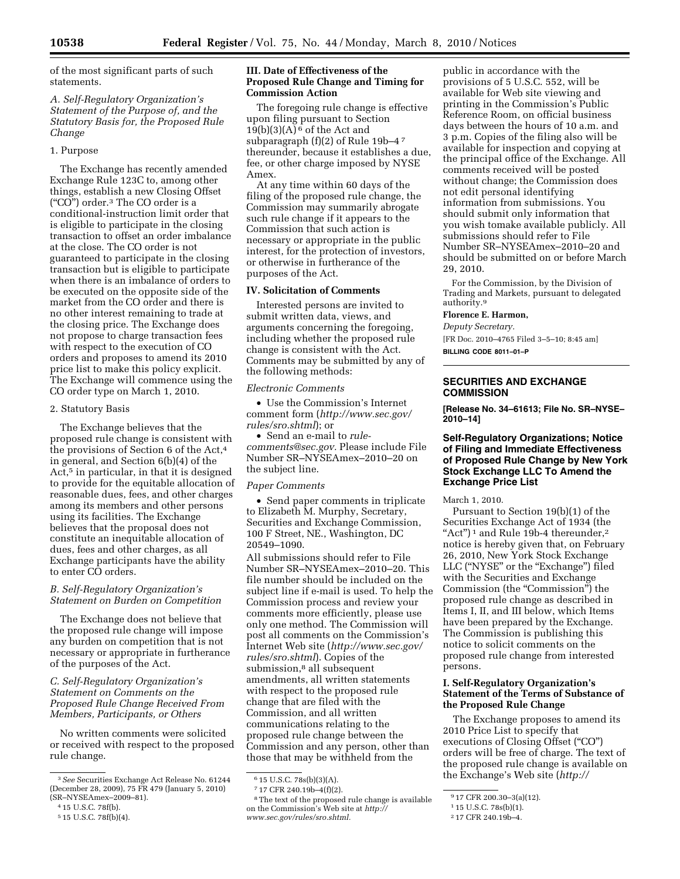of the most significant parts of such statements.

*A. Self-Regulatory Organization's Statement of the Purpose of, and the Statutory Basis for, the Proposed Rule Change*

1. Purpose

The Exchange has recently amended Exchange Rule 123C to, among other things, establish a new Closing Offset ("CO") order.[3] The CO order is a conditional-instruction limit order that is eligible to participate in the closing transaction to offset an order imbalance at the close. The CO order is not guaranteed to participate in the closing transaction but is eligible to participate when there is an imbalance of orders to be executed on the opposite side of the market from the CO order and there is no other interest remaining to trade at the closing price. The Exchange does not propose to charge transaction fees with respect to the execution of CO orders and proposes to amend its 2010 price list to make this policy explicit. The Exchange will commence using the CO order type on March 1, 2010.

2. Statutory Basis

The Exchange believes that the proposed rule change is consistent with the provisions of Section 6 of the Act,[4] in general, and Section 6(b)(4) of the Act,[5] in particular, in that it is designed to provide for the equitable allocation of reasonable dues, fees, and other charges among its members and other persons using its facilities. The Exchange believes that the proposal does not constitute an inequitable allocation of dues, fees and other charges, as all Exchange participants have the ability to enter CO orders.

*B. Self-Regulatory Organization's Statement on Burden on Competition*

The Exchange does not believe that the proposed rule change will impose any burden on competition that is not necessary or appropriate in furtherance of the purposes of the Act.

*C. Self-Regulatory Organization's Statement on Comments on the Proposed Rule Change Received From Members, Participants, or Others*

No written comments were solicited or received with respect to the proposed rule change.

[3] *See* Securities Exchange Act Release No. 61244 (December 28, 2009), 75 FR 479 (January 5, 2010) (SR–NYSEAmex–2009–81).

[4] 15 U.S.C. 78f(b).

[5] 15 U.S.C. 78f(b)(4).

## III. Date of Effectiveness of the Proposed Rule Change and Timing for Commission Action

The foregoing rule change is effective upon filing pursuant to Section 19(b)(3)(A)[6] of the Act and subparagraph (f)(2) of Rule 19b–4[7] thereunder, because it establishes a due, fee, or other charge imposed by NYSE Amex.

At any time within 60 days of the filing of the proposed rule change, the Commission may summarily abrogate such rule change if it appears to the Commission that such action is necessary or appropriate in the public interest, for the protection of investors, or otherwise in furtherance of the purposes of the Act.

## IV. Solicitation of Comments

Interested persons are invited to submit written data, views, and arguments concerning the foregoing, including whether the proposed rule change is consistent with the Act. Comments may be submitted by any of the following methods:

*Electronic Comments*

- Use the Commission's Internet comment form (*http://www.sec.gov/rules/sro.shtml*); or
- Send an e-mail to *rule-comments@sec.gov.* Please include File Number SR–NYSEAmex–2010–20 on the subject line.

*Paper Comments*

- Send paper comments in triplicate to Elizabeth M. Murphy, Secretary, Securities and Exchange Commission, 100 F Street, NE., Washington, DC 20549–1090.

All submissions should refer to File Number SR–NYSEAmex–2010–20. This file number should be included on the subject line if e-mail is used. To help the Commission process and review your comments more efficiently, please use only one method. The Commission will post all comments on the Commission's Internet Web site (*http://www.sec.gov/rules/sro.shtml*). Copies of the submission,[8] all subsequent amendments, all written statements with respect to the proposed rule change that are filed with the Commission, and all written communications relating to the proposed rule change between the Commission and any person, other than those that may be withheld from the public in accordance with the provisions of 5 U.S.C. 552, will be available for Web site viewing and printing in the Commission's Public Reference Room, on official business days between the hours of 10 a.m. and 3 p.m. Copies of the filing also will be available for inspection and copying at the principal office of the Exchange. All comments received will be posted without change; the Commission does not edit personal identifying information from submissions. You should submit only information that you wish tomake available publicly. All submissions should refer to File Number SR–NYSEAmex–2010–20 and should be submitted on or before March 29, 2010.

[6] 15 U.S.C. 78s(b)(3)(A).

[7] 17 CFR 240.19b–4(f)(2).

[8] The text of the proposed rule change is available on the Commission's Web site at *http://www.sec.gov/rules/sro.shtml.*

For the Commission, by the Division of Trading and Markets, pursuant to delegated authority.[9]

**Florence E. Harmon,**

*Deputy Secretary.*

[FR Doc. 2010–4765 Filed 3–5–10; 8:45 am]

**BILLING CODE 8011–01–P**

[9] 17 CFR 200.30–3(a)(12).

---

## SECURITIES AND EXCHANGE COMMISSION

**[Release No. 34–61613; File No. SR–NYSE–2010–14]**

## Self-Regulatory Organizations; Notice of Filing and Immediate Effectiveness of Proposed Rule Change by New York Stock Exchange LLC To Amend the Exchange Price List

March 1, 2010.

Pursuant to Section 19(b)(1) of the Securities Exchange Act of 1934 (the "Act")[1] and Rule 19b-4 thereunder,[2] notice is hereby given that, on February 26, 2010, New York Stock Exchange LLC ("NYSE" or the "Exchange") filed with the Securities and Exchange Commission (the "Commission") the proposed rule change as described in Items I, II, and III below, which Items have been prepared by the Exchange. The Commission is publishing this notice to solicit comments on the proposed rule change from interested persons.

## I. Self-Regulatory Organization's Statement of the Terms of Substance of the Proposed Rule Change

The Exchange proposes to amend its 2010 Price List to specify that executions of Closing Offset ("CO") orders will be free of charge. The text of the proposed rule change is available on the Exchange's Web site (*http://*

[1] 15 U.S.C. 78s(b)(1).

[2] 17 CFR 240.19b–4.